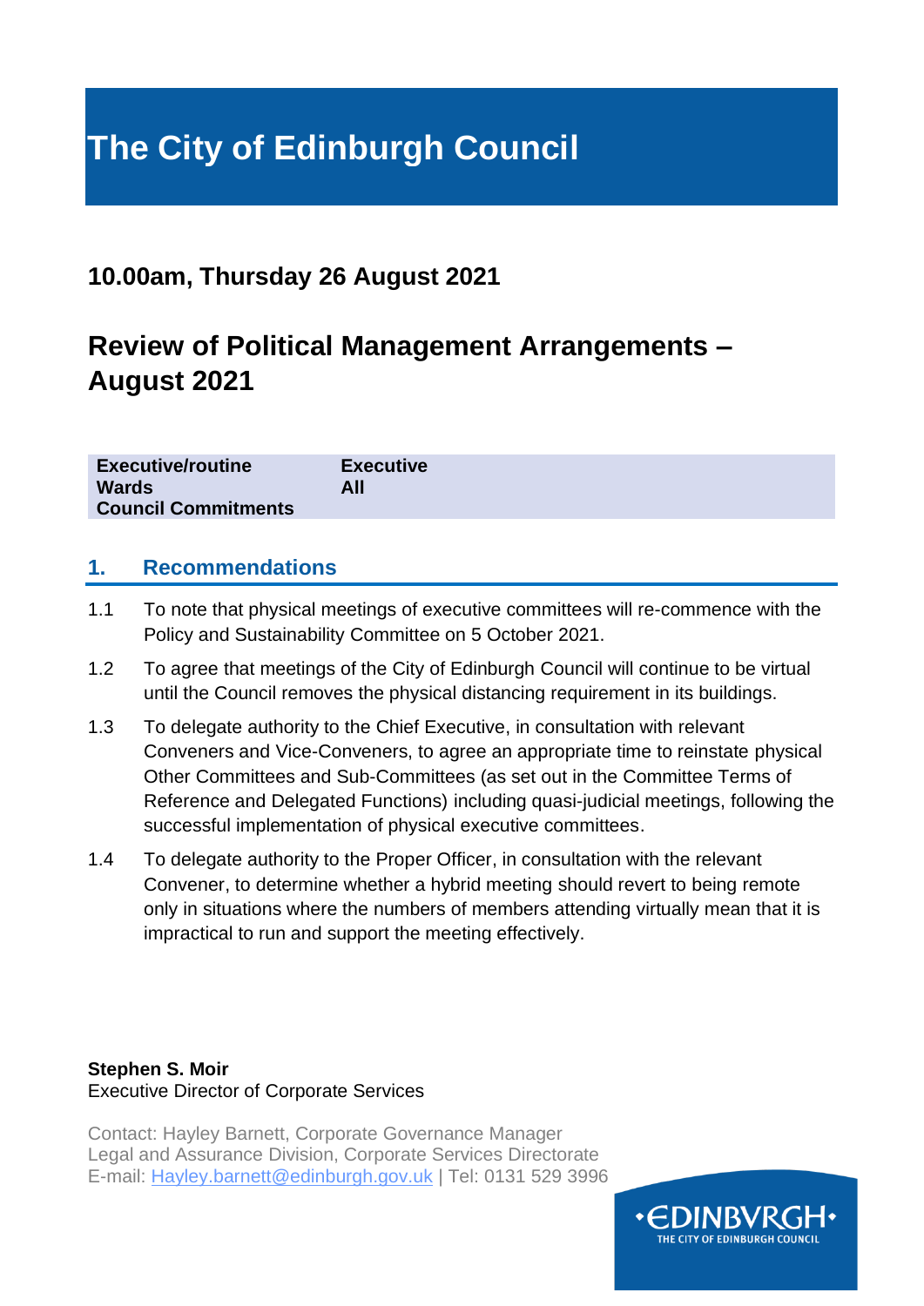# The City of Edinburgh Council

## 10.00am, Thursday 26 August 2021

## Review of Political Management Arrangements – August 2021

| | |
|---|---|
| **Executive/routine** | **Executive** |
| **Wards** | **All** |
| **Council Commitments** | |

## 1. Recommendations

1.1 To note that physical meetings of executive committees will re-commence with the Policy and Sustainability Committee on 5 October 2021.

1.2 To agree that meetings of the City of Edinburgh Council will continue to be virtual until the Council removes the physical distancing requirement in its buildings.

1.3 To delegate authority to the Chief Executive, in consultation with relevant Conveners and Vice-Conveners, to agree an appropriate time to reinstate physical Other Committees and Sub-Committees (as set out in the Committee Terms of Reference and Delegated Functions) including quasi-judicial meetings, following the successful implementation of physical executive committees.

1.4 To delegate authority to the Proper Officer, in consultation with the relevant Convener, to determine whether a hybrid meeting should revert to being remote only in situations where the numbers of members attending virtually mean that it is impractical to run and support the meeting effectively.

**Stephen S. Moir**
Executive Director of Corporate Services

Contact: Hayley Barnett, Corporate Governance Manager
Legal and Assurance Division, Corporate Services Directorate
E-mail: Hayley.barnett@edinburgh.gov.uk | Tel: 0131 529 3996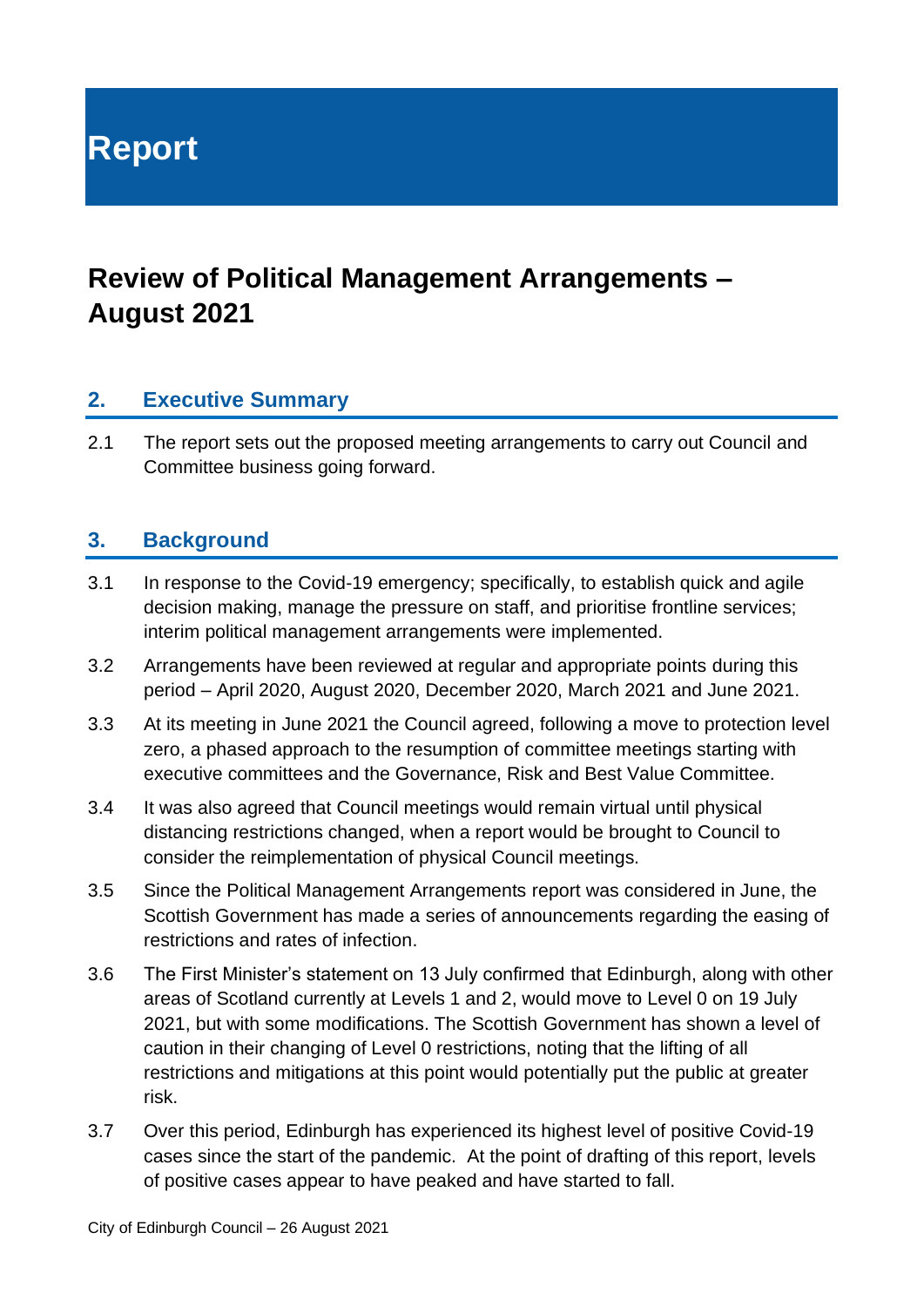# Report

# Review of Political Management Arrangements – August 2021

## 2. Executive Summary

2.1 The report sets out the proposed meeting arrangements to carry out Council and Committee business going forward.

## 3. Background

3.1 In response to the Covid-19 emergency; specifically, to establish quick and agile decision making, manage the pressure on staff, and prioritise frontline services; interim political management arrangements were implemented.

3.2 Arrangements have been reviewed at regular and appropriate points during this period – April 2020, August 2020, December 2020, March 2021 and June 2021.

3.3 At its meeting in June 2021 the Council agreed, following a move to protection level zero, a phased approach to the resumption of committee meetings starting with executive committees and the Governance, Risk and Best Value Committee.

3.4 It was also agreed that Council meetings would remain virtual until physical distancing restrictions changed, when a report would be brought to Council to consider the reimplementation of physical Council meetings.

3.5 Since the Political Management Arrangements report was considered in June, the Scottish Government has made a series of announcements regarding the easing of restrictions and rates of infection.

3.6 The First Minister's statement on 13 July confirmed that Edinburgh, along with other areas of Scotland currently at Levels 1 and 2, would move to Level 0 on 19 July 2021, but with some modifications. The Scottish Government has shown a level of caution in their changing of Level 0 restrictions, noting that the lifting of all restrictions and mitigations at this point would potentially put the public at greater risk.

3.7 Over this period, Edinburgh has experienced its highest level of positive Covid-19 cases since the start of the pandemic. At the point of drafting of this report, levels of positive cases appear to have peaked and have started to fall.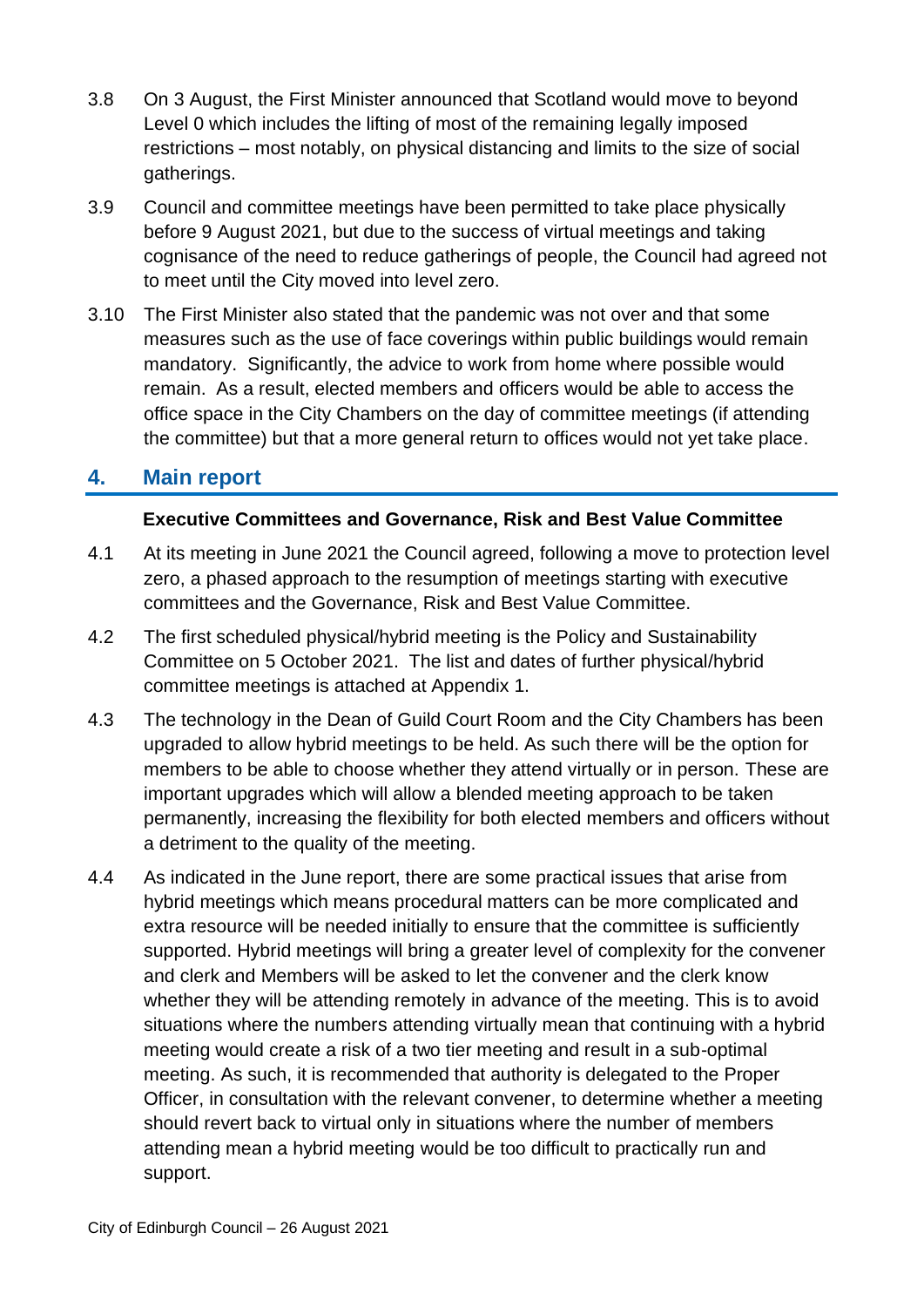3.8 On 3 August, the First Minister announced that Scotland would move to beyond Level 0 which includes the lifting of most of the remaining legally imposed restrictions – most notably, on physical distancing and limits to the size of social gatherings.

3.9 Council and committee meetings have been permitted to take place physically before 9 August 2021, but due to the success of virtual meetings and taking cognisance of the need to reduce gatherings of people, the Council had agreed not to meet until the City moved into level zero.

3.10 The First Minister also stated that the pandemic was not over and that some measures such as the use of face coverings within public buildings would remain mandatory. Significantly, the advice to work from home where possible would remain. As a result, elected members and officers would be able to access the office space in the City Chambers on the day of committee meetings (if attending the committee) but that a more general return to offices would not yet take place.

## 4. Main report

**Executive Committees and Governance, Risk and Best Value Committee**

4.1 At its meeting in June 2021 the Council agreed, following a move to protection level zero, a phased approach to the resumption of meetings starting with executive committees and the Governance, Risk and Best Value Committee.

4.2 The first scheduled physical/hybrid meeting is the Policy and Sustainability Committee on 5 October 2021. The list and dates of further physical/hybrid committee meetings is attached at Appendix 1.

4.3 The technology in the Dean of Guild Court Room and the City Chambers has been upgraded to allow hybrid meetings to be held. As such there will be the option for members to be able to choose whether they attend virtually or in person. These are important upgrades which will allow a blended meeting approach to be taken permanently, increasing the flexibility for both elected members and officers without a detriment to the quality of the meeting.

4.4 As indicated in the June report, there are some practical issues that arise from hybrid meetings which means procedural matters can be more complicated and extra resource will be needed initially to ensure that the committee is sufficiently supported. Hybrid meetings will bring a greater level of complexity for the convener and clerk and Members will be asked to let the convener and the clerk know whether they will be attending remotely in advance of the meeting. This is to avoid situations where the numbers attending virtually mean that continuing with a hybrid meeting would create a risk of a two tier meeting and result in a sub-optimal meeting. As such, it is recommended that authority is delegated to the Proper Officer, in consultation with the relevant convener, to determine whether a meeting should revert back to virtual only in situations where the number of members attending mean a hybrid meeting would be too difficult to practically run and support.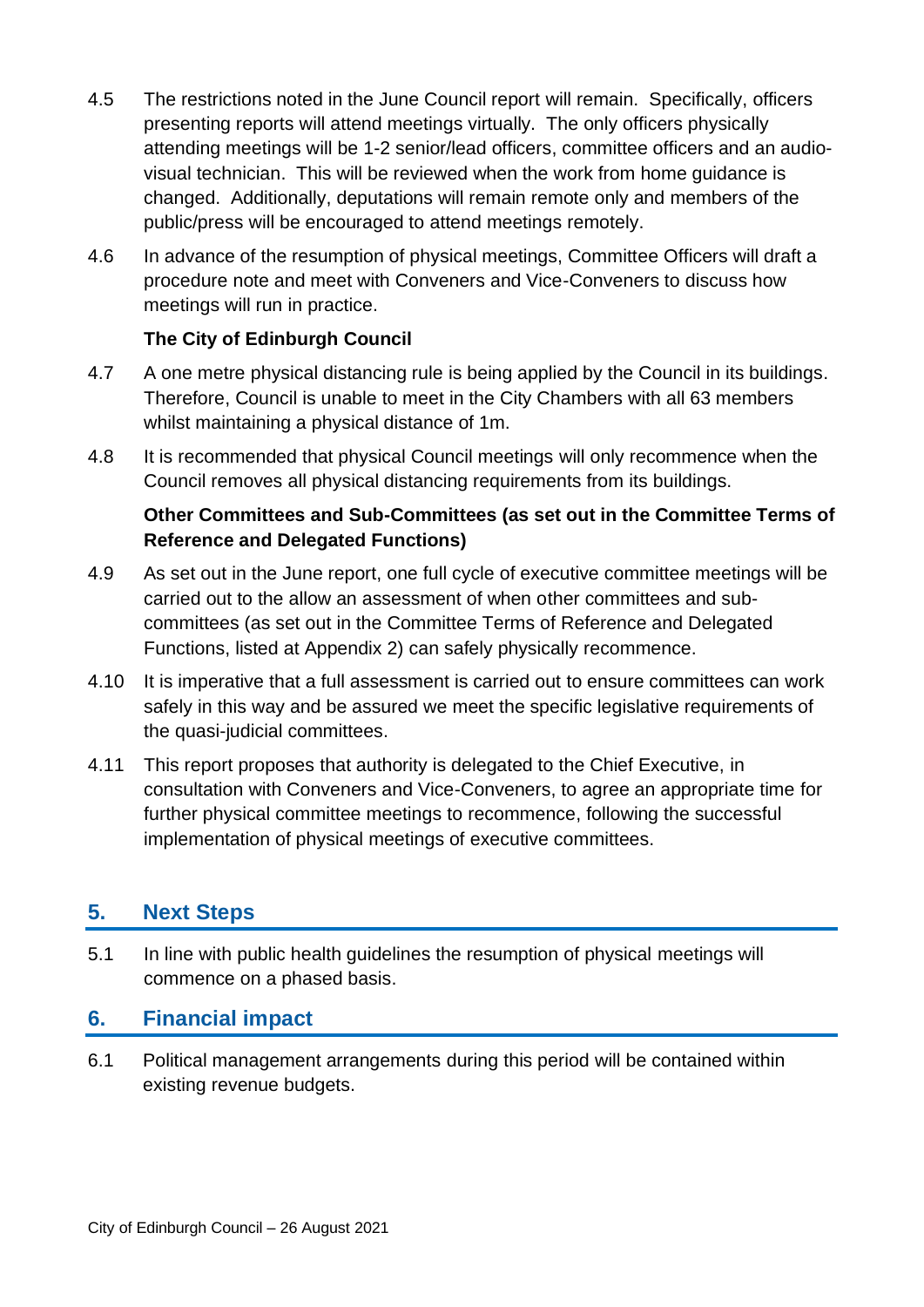4.5 The restrictions noted in the June Council report will remain. Specifically, officers presenting reports will attend meetings virtually. The only officers physically attending meetings will be 1-2 senior/lead officers, committee officers and an audio-visual technician. This will be reviewed when the work from home guidance is changed. Additionally, deputations will remain remote only and members of the public/press will be encouraged to attend meetings remotely.

4.6 In advance of the resumption of physical meetings, Committee Officers will draft a procedure note and meet with Conveners and Vice-Conveners to discuss how meetings will run in practice.

**The City of Edinburgh Council**

4.7 A one metre physical distancing rule is being applied by the Council in its buildings. Therefore, Council is unable to meet in the City Chambers with all 63 members whilst maintaining a physical distance of 1m.

4.8 It is recommended that physical Council meetings will only recommence when the Council removes all physical distancing requirements from its buildings.

**Other Committees and Sub-Committees (as set out in the Committee Terms of Reference and Delegated Functions)**

4.9 As set out in the June report, one full cycle of executive committee meetings will be carried out to the allow an assessment of when other committees and sub-committees (as set out in the Committee Terms of Reference and Delegated Functions, listed at Appendix 2) can safely physically recommence.

4.10 It is imperative that a full assessment is carried out to ensure committees can work safely in this way and be assured we meet the specific legislative requirements of the quasi-judicial committees.

4.11 This report proposes that authority is delegated to the Chief Executive, in consultation with Conveners and Vice-Conveners, to agree an appropriate time for further physical committee meetings to recommence, following the successful implementation of physical meetings of executive committees.

## 5. Next Steps

5.1 In line with public health guidelines the resumption of physical meetings will commence on a phased basis.

## 6. Financial impact

6.1 Political management arrangements during this period will be contained within existing revenue budgets.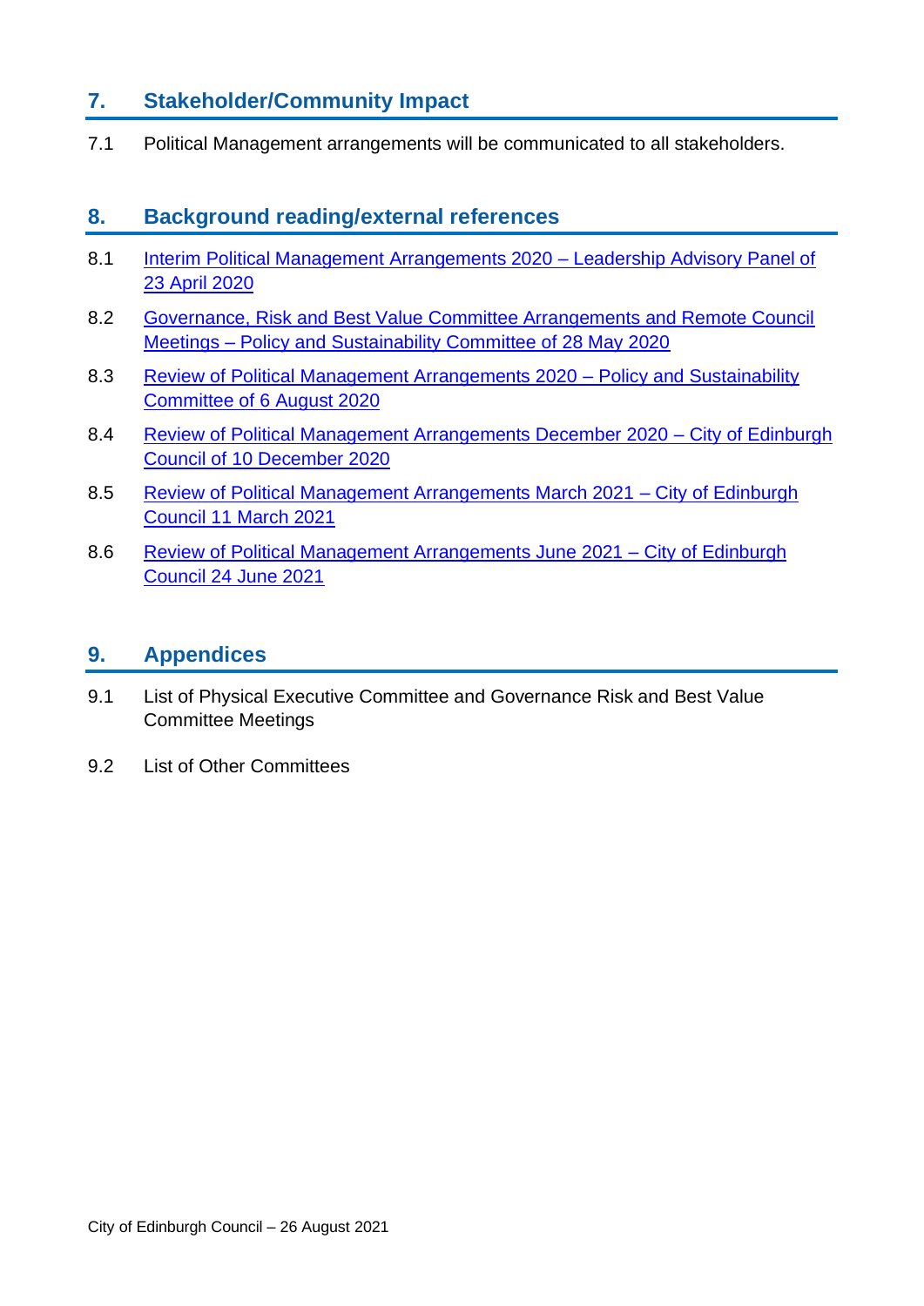## 7. Stakeholder/Community Impact

7.1 Political Management arrangements will be communicated to all stakeholders.

## 8. Background reading/external references

8.1 Interim Political Management Arrangements 2020 – Leadership Advisory Panel of 23 April 2020

8.2 Governance, Risk and Best Value Committee Arrangements and Remote Council Meetings – Policy and Sustainability Committee of 28 May 2020

8.3 Review of Political Management Arrangements 2020 – Policy and Sustainability Committee of 6 August 2020

8.4 Review of Political Management Arrangements December 2020 – City of Edinburgh Council of 10 December 2020

8.5 Review of Political Management Arrangements March 2021 – City of Edinburgh Council 11 March 2021

8.6 Review of Political Management Arrangements June 2021 – City of Edinburgh Council 24 June 2021

## 9. Appendices

9.1 List of Physical Executive Committee and Governance Risk and Best Value Committee Meetings

9.2 List of Other Committees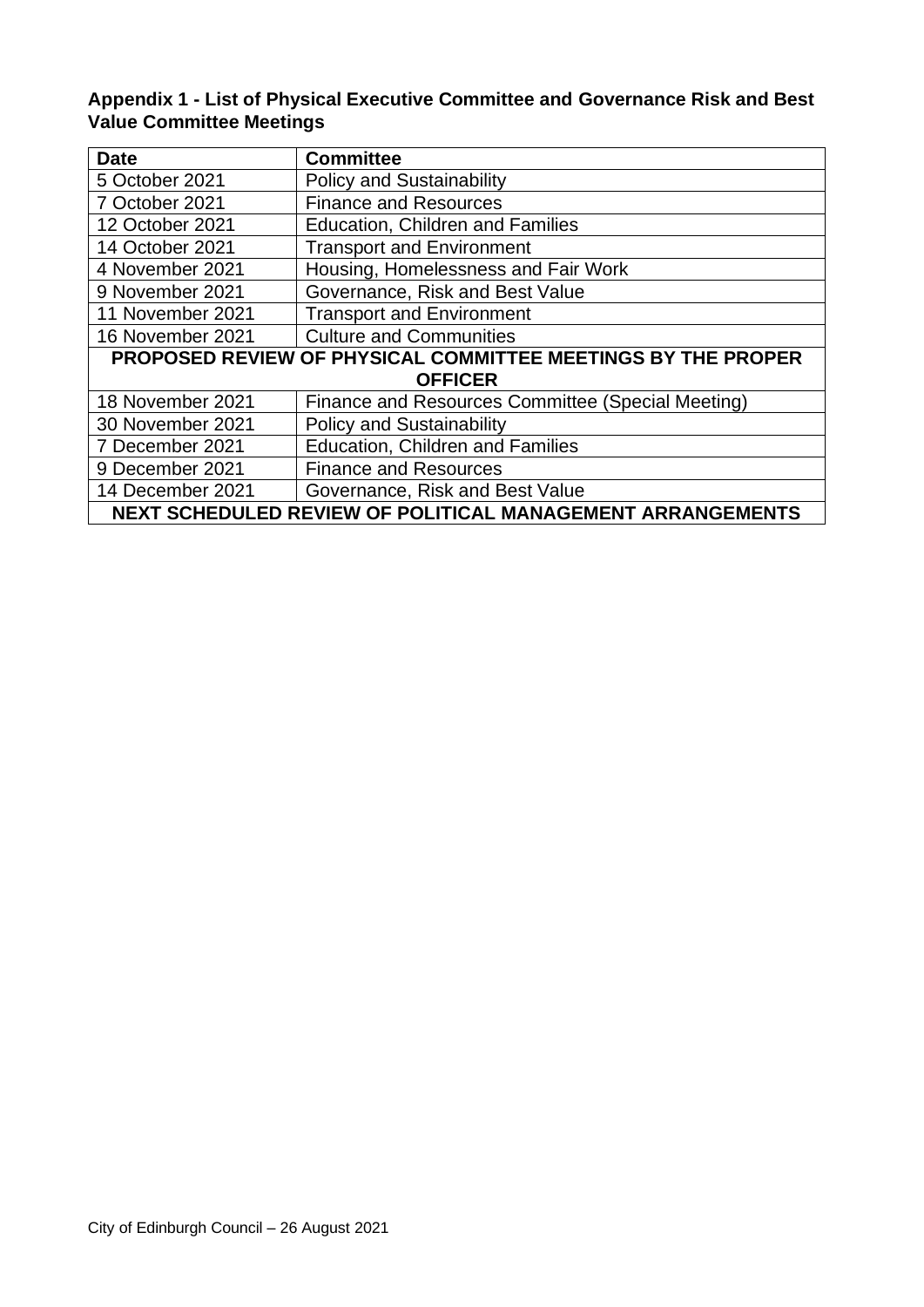**Appendix 1 - List of Physical Executive Committee and Governance Risk and Best Value Committee Meetings**

| Date | Committee |
|---|---|
| 5 October 2021 | Policy and Sustainability |
| 7 October 2021 | Finance and Resources |
| 12 October 2021 | Education, Children and Families |
| 14 October 2021 | Transport and Environment |
| 4 November 2021 | Housing, Homelessness and Fair Work |
| 9 November 2021 | Governance, Risk and Best Value |
| 11 November 2021 | Transport and Environment |
| 16 November 2021 | Culture and Communities |
| **PROPOSED REVIEW OF PHYSICAL COMMITTEE MEETINGS BY THE PROPER OFFICER** | |
| 18 November 2021 | Finance and Resources Committee (Special Meeting) |
| 30 November 2021 | Policy and Sustainability |
| 7 December 2021 | Education, Children and Families |
| 9 December 2021 | Finance and Resources |
| 14 December 2021 | Governance, Risk and Best Value |
| **NEXT SCHEDULED REVIEW OF POLITICAL MANAGEMENT ARRANGEMENTS** | |

City of Edinburgh Council – 26 August 2021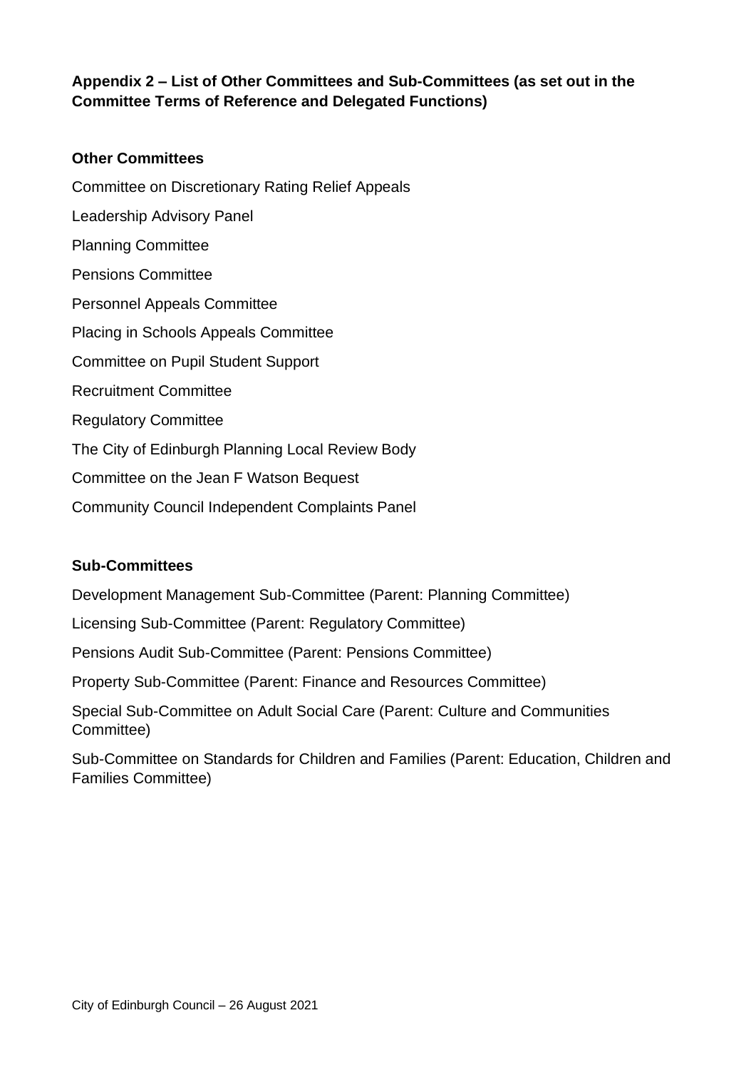**Appendix 2 – List of Other Committees and Sub-Committees (as set out in the Committee Terms of Reference and Delegated Functions)**

**Other Committees**

Committee on Discretionary Rating Relief Appeals

Leadership Advisory Panel

Planning Committee

Pensions Committee

Personnel Appeals Committee

Placing in Schools Appeals Committee

Committee on Pupil Student Support

Recruitment Committee

Regulatory Committee

The City of Edinburgh Planning Local Review Body

Committee on the Jean F Watson Bequest

Community Council Independent Complaints Panel

**Sub-Committees**

Development Management Sub-Committee (Parent: Planning Committee)

Licensing Sub-Committee (Parent: Regulatory Committee)

Pensions Audit Sub-Committee (Parent: Pensions Committee)

Property Sub-Committee (Parent: Finance and Resources Committee)

Special Sub-Committee on Adult Social Care (Parent: Culture and Communities Committee)

Sub-Committee on Standards for Children and Families (Parent: Education, Children and Families Committee)